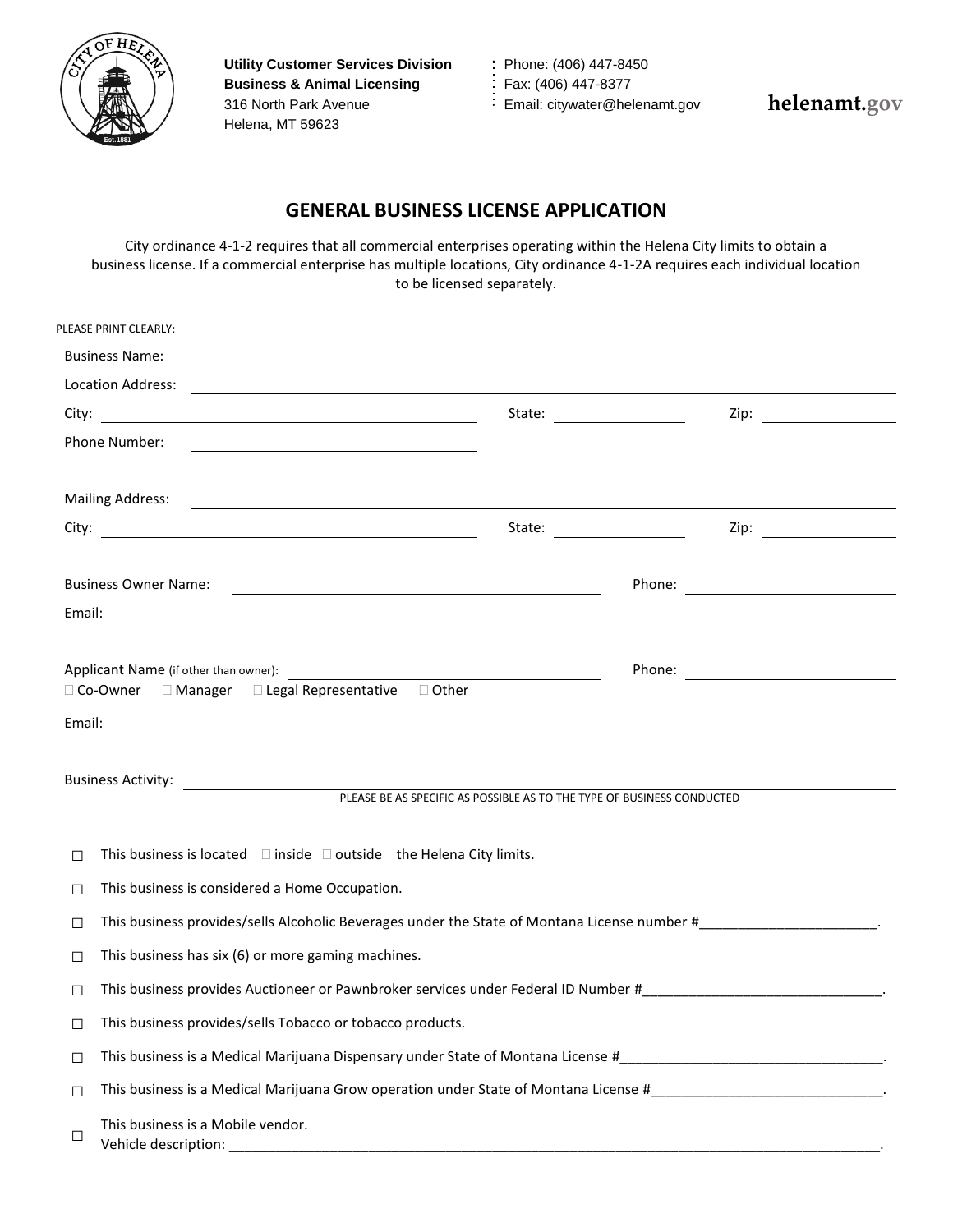**Utility Customer Services Division**
**Business & Animal Licensing**
316 North Park Avenue
Helena, MT 59623

Phone: (406) 447-8450
Fax: (406) 447-8377
Email: citywater@helenamt.gov

**helenamt.gov**

## GENERAL BUSINESS LICENSE APPLICATION

City ordinance 4-1-2 requires that all commercial enterprises operating within the Helena City limits to obtain a business license. If a commercial enterprise has multiple locations, City ordinance 4-1-2A requires each individual location to be licensed separately.

PLEASE PRINT CLEARLY:

Business Name: ______________________________

Location Address: ______________________________

City: ______________________ State: __________ Zip: __________

Phone Number: ______________________

Mailing Address: ______________________________

City: ______________________ State: __________ Zip: __________

Business Owner Name: ______________________ Phone: ______________

Email: ______________________________

Applicant Name (if other than owner): ______________________ Phone: ______________

☐ Co-Owner ☐ Manager ☐ Legal Representative ☐ Other

Email: ______________________________

Business Activity: ______________________________
PLEASE BE AS SPECIFIC AS POSSIBLE AS TO THE TYPE OF BUSINESS CONDUCTED

☐ This business is located ☐ inside ☐ outside the Helena City limits.

☐ This business is considered a Home Occupation.

☐ This business provides/sells Alcoholic Beverages under the State of Montana License number #______________________.

☐ This business has six (6) or more gaming machines.

☐ This business provides Auctioneer or Pawnbroker services under Federal ID Number #______________________________.

☐ This business provides/sells Tobacco or tobacco products.

☐ This business is a Medical Marijuana Dispensary under State of Montana License #_________________________________.

☐ This business is a Medical Marijuana Grow operation under State of Montana License #_____________________________.

☐ This business is a Mobile vendor.
Vehicle description: ______________________________________________________________________________________.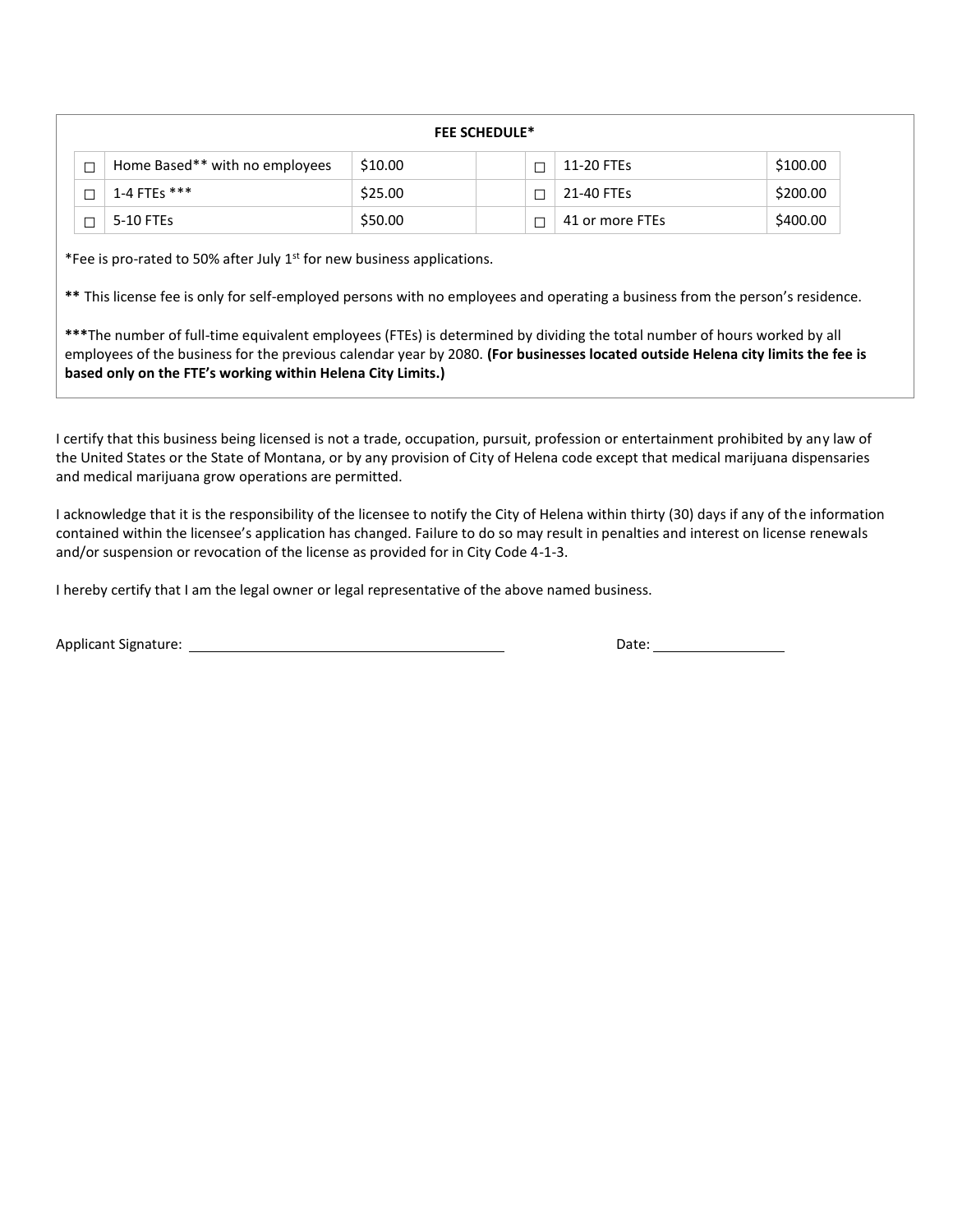**FEE SCHEDULE***

| | | | | | | |
|---|---|---|---|---|---|---|
| ☐ | Home Based** with no employees | $10.00 | | ☐ | 11-20 FTEs | $100.00 |
| ☐ | 1-4 FTEs *** | $25.00 | | ☐ | 21-40 FTEs | $200.00 |
| ☐ | 5-10 FTEs | $50.00 | | ☐ | 41 or more FTEs | $400.00 |

*Fee is pro-rated to 50% after July 1st for new business applications.

**\*\*** This license fee is only for self-employed persons with no employees and operating a business from the person's residence.

**\*\*\***The number of full-time equivalent employees (FTEs) is determined by dividing the total number of hours worked by all employees of the business for the previous calendar year by 2080. **(For businesses located outside Helena city limits the fee is based only on the FTE's working within Helena City Limits.)**

I certify that this business being licensed is not a trade, occupation, pursuit, profession or entertainment prohibited by any law of the United States or the State of Montana, or by any provision of City of Helena code except that medical marijuana dispensaries and medical marijuana grow operations are permitted.

I acknowledge that it is the responsibility of the licensee to notify the City of Helena within thirty (30) days if any of the information contained within the licensee's application has changed. Failure to do so may result in penalties and interest on license renewals and/or suspension or revocation of the license as provided for in City Code 4-1-3.

I hereby certify that I am the legal owner or legal representative of the above named business.

Applicant Signature: ______________________________ Date: ______________